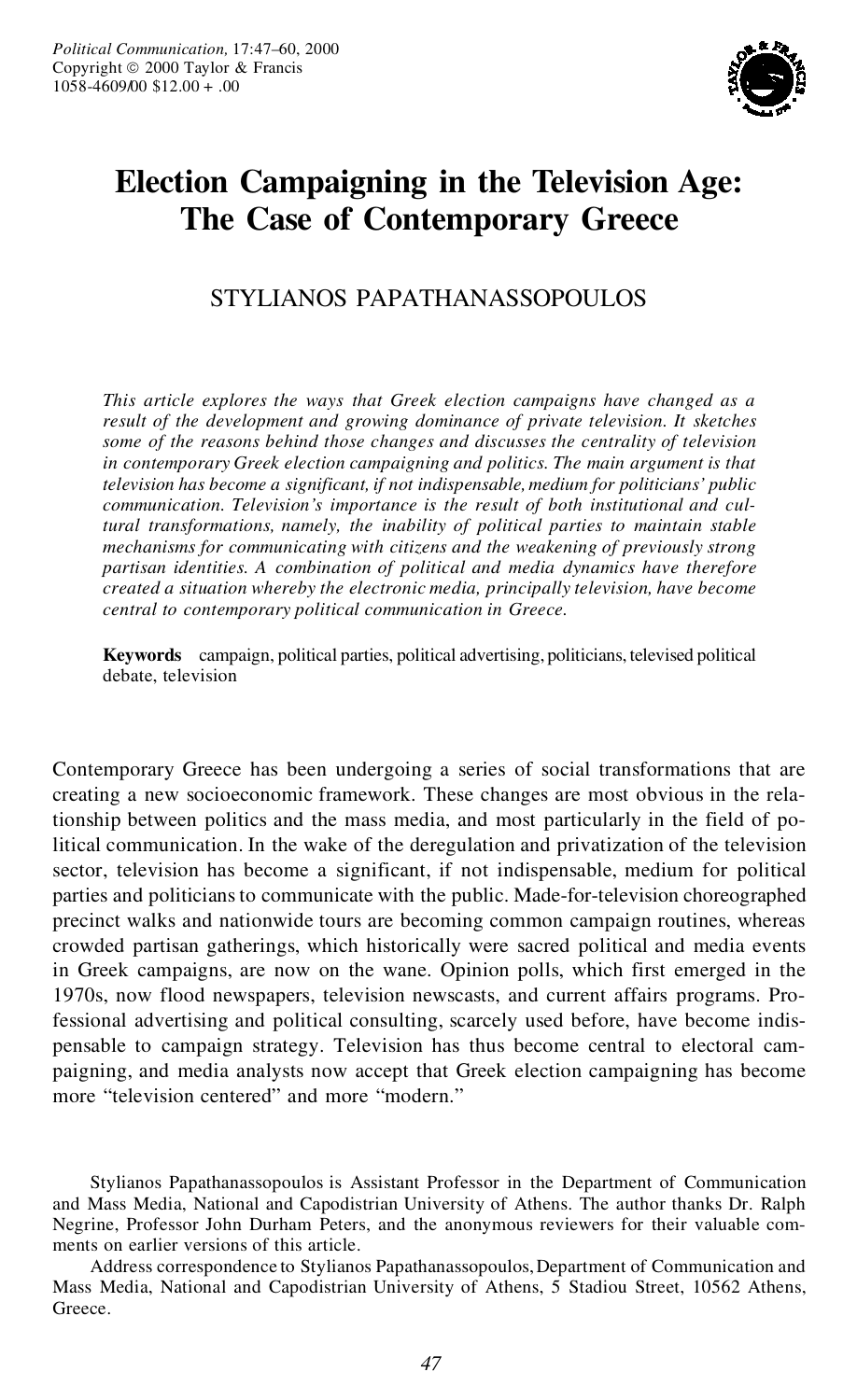# Election Campaigning in the Television Age: The Case of Contemporary Greece

STYLIANOS PAPATHANASSOPOULOS

*This article explores the ways that Greek election campaigns have changed as a result of the development and growing dominance of private television. It sketches some of the reasons behind those changes and discusses the centrality of television in contemporary Greek election campaigning and politics. The main argument is that television has become a significant, if not indispensable, medium for politicians' public communication. Television's importance is the result of both institutional and cultural transformations, namely, the inability of political parties to maintain stable mechanisms for communicating with citizens and the weakening of previously strong partisan identities. A combination of political and media dynamics have therefore created a situation whereby the electronic media, principally television, have become central to contemporary political communication in Greece.*

**Keywords** campaign, political parties, political advertising, politicians, televised political debate, television

Contemporary Greece has been undergoing a series of social transformations that are creating a new socioeconomic framework. These changes are most obvious in the relationship between politics and the mass media, and most particularly in the field of political communication. In the wake of the deregulation and privatization of the television sector, television has become a significant, if not indispensable, medium for political parties and politicians to communicate with the public. Made-for-television choreographed precinct walks and nationwide tours are becoming common campaign routines, whereas crowded partisan gatherings, which historically were sacred political and media events in Greek campaigns, are now on the wane. Opinion polls, which first emerged in the 1970s, now flood newspapers, television newscasts, and current affairs programs. Professional advertising and political consulting, scarcely used before, have become indispensable to campaign strategy. Television has thus become central to electoral campaigning, and media analysts now accept that Greek election campaigning has become more "television centered" and more "modern."

Stylianos Papathanassopoulos is Assistant Professor in the Department of Communication and Mass Media, National and Capodistrian University of Athens. The author thanks Dr. Ralph Negrine, Professor John Durham Peters, and the anonymous reviewers for their valuable comments on earlier versions of this article.

Address correspondence to Stylianos Papathanassopoulos, Department of Communication and Mass Media, National and Capodistrian University of Athens, 5 Stadiou Street, 10562 Athens, Greece.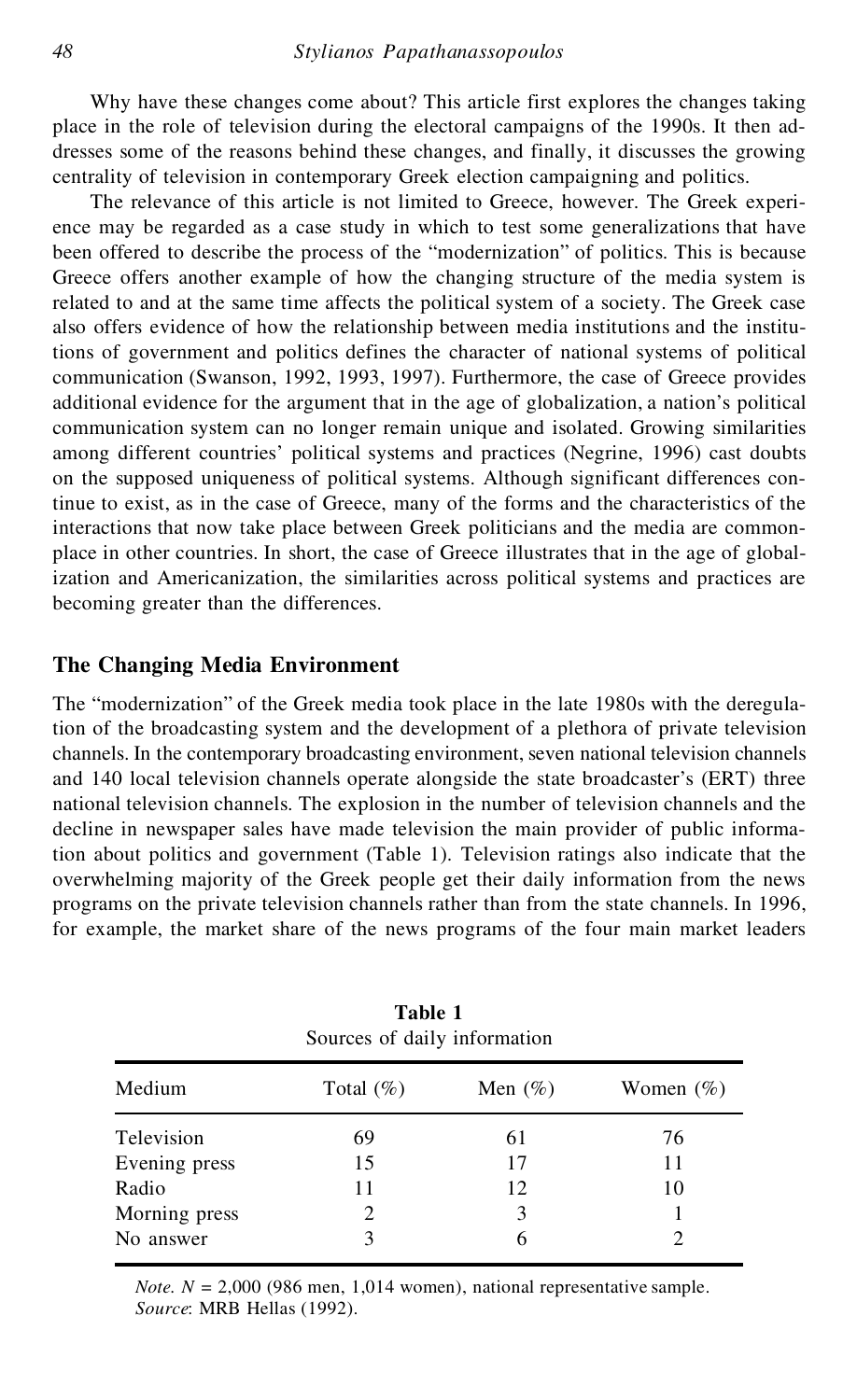Why have these changes come about? This article first explores the changes taking place in the role of television during the electoral campaigns of the 1990s. It then addresses some of the reasons behind these changes, and finally, it discusses the growing centrality of television in contemporary Greek election campaigning and politics.

The relevance of this article is not limited to Greece, however. The Greek experience may be regarded as a case study in which to test some generalizations that have been offered to describe the process of the "modernization" of politics. This is because Greece offers another example of how the changing structure of the media system is related to and at the same time affects the political system of a society. The Greek case also offers evidence of how the relationship between media institutions and the institutions of government and politics defines the character of national systems of political communication (Swanson, 1992, 1993, 1997). Furthermore, the case of Greece provides additional evidence for the argument that in the age of globalization, a nation's political communication system can no longer remain unique and isolated. Growing similarities among different countries' political systems and practices (Negrine, 1996) cast doubts on the supposed uniqueness of political systems. Although significant differences continue to exist, as in the case of Greece, many of the forms and the characteristics of the interactions that now take place between Greek politicians and the media are commonplace in other countries. In short, the case of Greece illustrates that in the age of globalization and Americanization, the similarities across political systems and practices are becoming greater than the differences.

## The Changing Media Environment

The "modernization" of the Greek media took place in the late 1980s with the deregulation of the broadcasting system and the development of a plethora of private television channels. In the contemporary broadcasting environment, seven national television channels and 140 local television channels operate alongside the state broadcaster's (ERT) three national television channels. The explosion in the number of television channels and the decline in newspaper sales have made television the main provider of public information about politics and government (Table 1). Television ratings also indicate that the overwhelming majority of the Greek people get their daily information from the news programs on the private television channels rather than from the state channels. In 1996, for example, the market share of the news programs of the four main market leaders

**Table 1**
Sources of daily information

| Medium | Total (%) | Men (%) | Women (%) |
|---|---|---|---|
| Television | 69 | 61 | 76 |
| Evening press | 15 | 17 | 11 |
| Radio | 11 | 12 | 10 |
| Morning press | 2 | 3 | 1 |
| No answer | 3 | 6 | 2 |

*Note.* $N$ = 2,000 (986 men, 1,014 women), national representative sample.
*Source*: MRB Hellas (1992).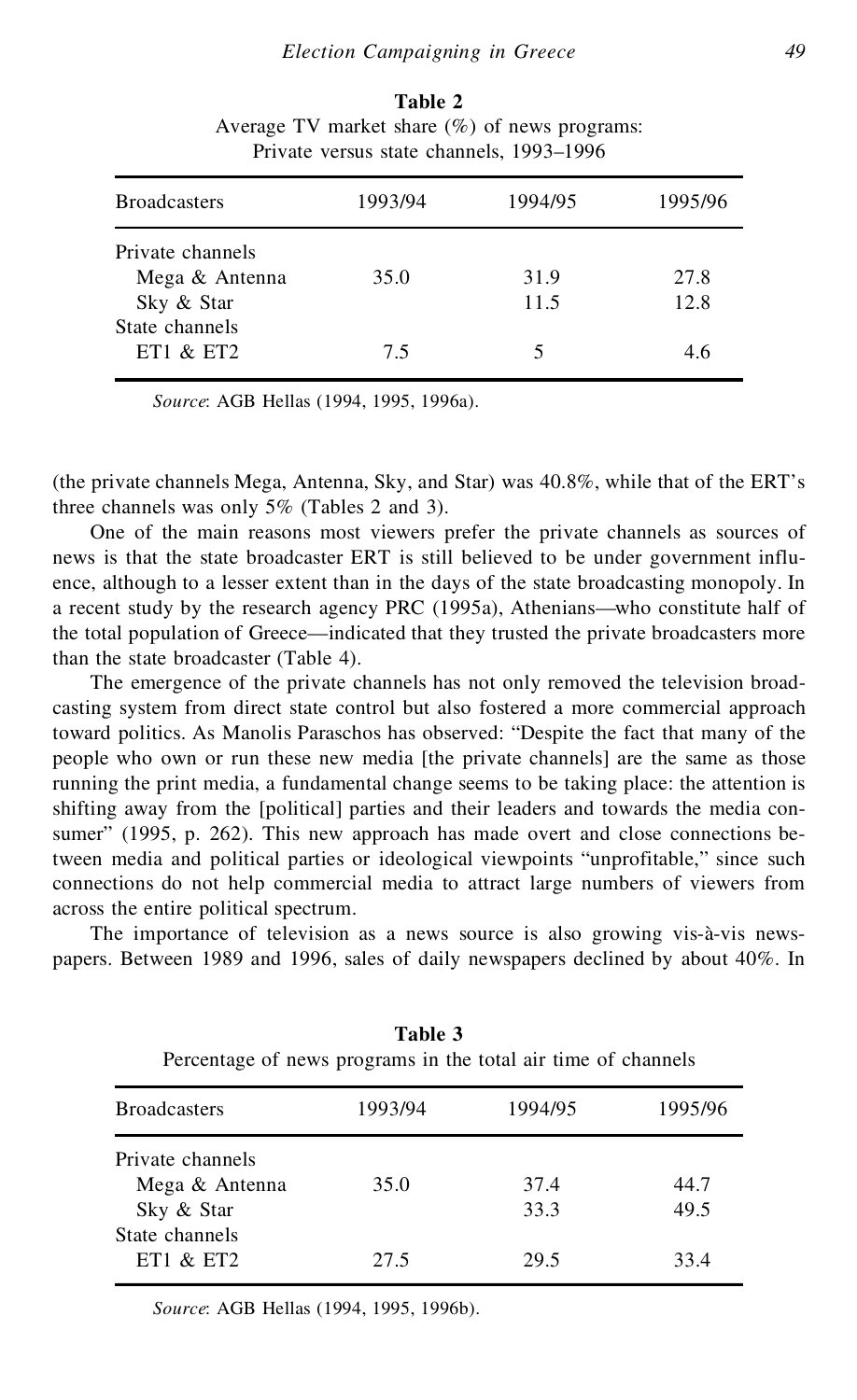**Table 2**
Average TV market share (%) of news programs: Private versus state channels, 1993–1996

| Broadcasters | 1993/94 | 1994/95 | 1995/96 |
|---|---|---|---|
| Private channels | | | |
| Mega & Antenna | 35.0 | 31.9 | 27.8 |
| Sky & Star | | 11.5 | 12.8 |
| State channels | | | |
| ET1 & ET2 | 7.5 | 5 | 4.6 |

*Source*: AGB Hellas (1994, 1995, 1996a).

(the private channels Mega, Antenna, Sky, and Star) was 40.8%, while that of the ERT's three channels was only 5% (Tables 2 and 3).

One of the main reasons most viewers prefer the private channels as sources of news is that the state broadcaster ERT is still believed to be under government influence, although to a lesser extent than in the days of the state broadcasting monopoly. In a recent study by the research agency PRC (1995a), Athenians—who constitute half of the total population of Greece—indicated that they trusted the private broadcasters more than the state broadcaster (Table 4).

The emergence of the private channels has not only removed the television broadcasting system from direct state control but also fostered a more commercial approach toward politics. As Manolis Paraschos has observed: "Despite the fact that many of the people who own or run these new media [the private channels] are the same as those running the print media, a fundamental change seems to be taking place: the attention is shifting away from the [political] parties and their leaders and towards the media consumer" (1995, p. 262). This new approach has made overt and close connections between media and political parties or ideological viewpoints "unprofitable," since such connections do not help commercial media to attract large numbers of viewers from across the entire political spectrum.

The importance of television as a news source is also growing vis-à-vis newspapers. Between 1989 and 1996, sales of daily newspapers declined by about 40%. In

**Table 3**
Percentage of news programs in the total air time of channels

| Broadcasters | 1993/94 | 1994/95 | 1995/96 |
|---|---|---|---|
| Private channels | | | |
| Mega & Antenna | 35.0 | 37.4 | 44.7 |
| Sky & Star | | 33.3 | 49.5 |
| State channels | | | |
| ET1 & ET2 | 27.5 | 29.5 | 33.4 |

*Source*: AGB Hellas (1994, 1995, 1996b).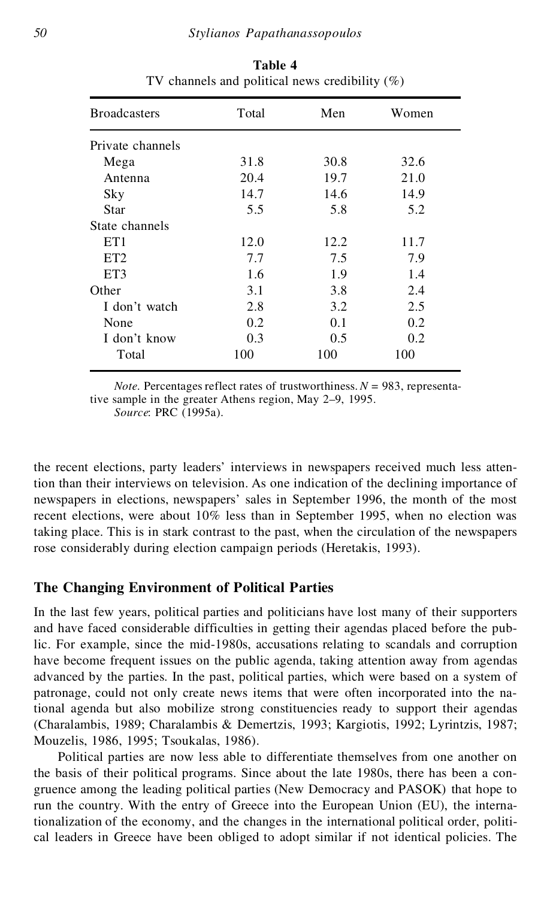**Table 4**
TV channels and political news credibility (%)

| Broadcasters | Total | Men | Women |
|---|---|---|---|
| Private channels | | | |
| Mega | 31.8 | 30.8 | 32.6 |
| Antenna | 20.4 | 19.7 | 21.0 |
| Sky | 14.7 | 14.6 | 14.9 |
| Star | 5.5 | 5.8 | 5.2 |
| State channels | | | |
| ET1 | 12.0 | 12.2 | 11.7 |
| ET2 | 7.7 | 7.5 | 7.9 |
| ET3 | 1.6 | 1.9 | 1.4 |
| Other | 3.1 | 3.8 | 2.4 |
| I don't watch | 2.8 | 3.2 | 2.5 |
| None | 0.2 | 0.1 | 0.2 |
| I don't know | 0.3 | 0.5 | 0.2 |
| Total | 100 | 100 | 100 |

*Note*. Percentages reflect rates of trustworthiness. $N = 983$, representative sample in the greater Athens region, May 2–9, 1995.
*Source*: PRC (1995a).

the recent elections, party leaders' interviews in newspapers received much less attention than their interviews on television. As one indication of the declining importance of newspapers in elections, newspapers' sales in September 1996, the month of the most recent elections, were about 10% less than in September 1995, when no election was taking place. This is in stark contrast to the past, when the circulation of the newspapers rose considerably during election campaign periods (Heretakis, 1993).

## The Changing Environment of Political Parties

In the last few years, political parties and politicians have lost many of their supporters and have faced considerable difficulties in getting their agendas placed before the public. For example, since the mid-1980s, accusations relating to scandals and corruption have become frequent issues on the public agenda, taking attention away from agendas advanced by the parties. In the past, political parties, which were based on a system of patronage, could not only create news items that were often incorporated into the national agenda but also mobilize strong constituencies ready to support their agendas (Charalambis, 1989; Charalambis & Demertzis, 1993; Kargiotis, 1992; Lyrintzis, 1987; Mouzelis, 1986, 1995; Tsoukalas, 1986).

Political parties are now less able to differentiate themselves from one another on the basis of their political programs. Since about the late 1980s, there has been a congruence among the leading political parties (New Democracy and PASOK) that hope to run the country. With the entry of Greece into the European Union (EU), the internationalization of the economy, and the changes in the international political order, political leaders in Greece have been obliged to adopt similar if not identical policies. The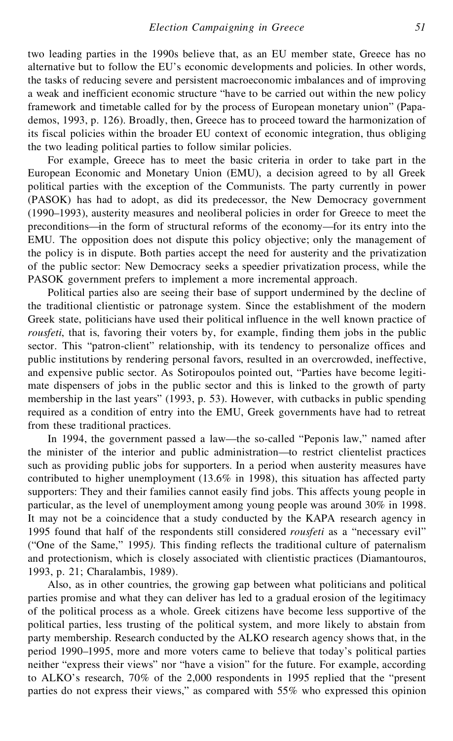two leading parties in the 1990s believe that, as an EU member state, Greece has no alternative but to follow the EU's economic developments and policies. In other words, the tasks of reducing severe and persistent macroeconomic imbalances and of improving a weak and inefficient economic structure "have to be carried out within the new policy framework and timetable called for by the process of European monetary union" (Papademos, 1993, p. 126). Broadly, then, Greece has to proceed toward the harmonization of its fiscal policies within the broader EU context of economic integration, thus obliging the two leading political parties to follow similar policies.

For example, Greece has to meet the basic criteria in order to take part in the European Economic and Monetary Union (EMU), a decision agreed to by all Greek political parties with the exception of the Communists. The party currently in power (PASOK) has had to adopt, as did its predecessor, the New Democracy government (1990–1993), austerity measures and neoliberal policies in order for Greece to meet the preconditions—in the form of structural reforms of the economy—for its entry into the EMU. The opposition does not dispute this policy objective; only the management of the policy is in dispute. Both parties accept the need for austerity and the privatization of the public sector: New Democracy seeks a speedier privatization process, while the PASOK government prefers to implement a more incremental approach.

Political parties also are seeing their base of support undermined by the decline of the traditional clientistic or patronage system. Since the establishment of the modern Greek state, politicians have used their political influence in the well known practice of *rousfeti*, that is, favoring their voters by, for example, finding them jobs in the public sector. This "patron-client" relationship, with its tendency to personalize offices and public institutions by rendering personal favors, resulted in an overcrowded, ineffective, and expensive public sector. As Sotiropoulos pointed out, "Parties have become legitimate dispensers of jobs in the public sector and this is linked to the growth of party membership in the last years" (1993, p. 53). However, with cutbacks in public spending required as a condition of entry into the EMU, Greek governments have had to retreat from these traditional practices.

In 1994, the government passed a law—the so-called "Peponis law," named after the minister of the interior and public administration—to restrict clientelist practices such as providing public jobs for supporters. In a period when austerity measures have contributed to higher unemployment (13.6% in 1998), this situation has affected party supporters: They and their families cannot easily find jobs. This affects young people in particular, as the level of unemployment among young people was around 30% in 1998. It may not be a coincidence that a study conducted by the KAPA research agency in 1995 found that half of the respondents still considered *rousfeti* as a "necessary evil" ("One of the Same," 1995). This finding reflects the traditional culture of paternalism and protectionism, which is closely associated with clientistic practices (Diamantouros, 1993, p. 21; Charalambis, 1989).

Also, as in other countries, the growing gap between what politicians and political parties promise and what they can deliver has led to a gradual erosion of the legitimacy of the political process as a whole. Greek citizens have become less supportive of the political parties, less trusting of the political system, and more likely to abstain from party membership. Research conducted by the ALKO research agency shows that, in the period 1990–1995, more and more voters came to believe that today's political parties neither "express their views" nor "have a vision" for the future. For example, according to ALKO's research, 70% of the 2,000 respondents in 1995 replied that the "present parties do not express their views," as compared with 55% who expressed this opinion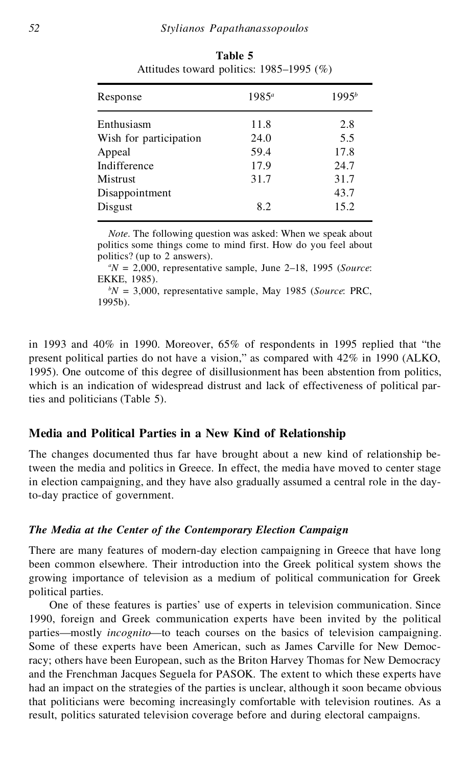**Table 5**
Attitudes toward politics: 1985–1995 (%)

| Response | 1985[a] | 1995[b] |
|---|---|---|
| Enthusiasm | 11.8 | 2.8 |
| Wish for participation | 24.0 | 5.5 |
| Appeal | 59.4 | 17.8 |
| Indifference | 17.9 | 24.7 |
| Mistrust | 31.7 | 31.7 |
| Disappointment | | 43.7 |
| Disgust | 8.2 | 15.2 |

*Note*. The following question was asked: When we speak about politics some things come to mind first. How do you feel about politics? (up to 2 answers).

[a]$N$ = 2,000, representative sample, June 2–18, 1995 (*Source*: EKKE, 1985).

[b]$N$ = 3,000, representative sample, May 1985 (*Source*: PRC, 1995b).

in 1993 and 40% in 1990. Moreover, 65% of respondents in 1995 replied that "the present political parties do not have a vision," as compared with 42% in 1990 (ALKO, 1995). One outcome of this degree of disillusionment has been abstention from politics, which is an indication of widespread distrust and lack of effectiveness of political parties and politicians (Table 5).

## Media and Political Parties in a New Kind of Relationship

The changes documented thus far have brought about a new kind of relationship between the media and politics in Greece. In effect, the media have moved to center stage in election campaigning, and they have also gradually assumed a central role in the day-to-day practice of government.

### *The Media at the Center of the Contemporary Election Campaign*

There are many features of modern-day election campaigning in Greece that have long been common elsewhere. Their introduction into the Greek political system shows the growing importance of television as a medium of political communication for Greek political parties.

One of these features is parties' use of experts in television communication. Since 1990, foreign and Greek communication experts have been invited by the political parties—mostly *incognito*—to teach courses on the basics of television campaigning. Some of these experts have been American, such as James Carville for New Democracy; others have been European, such as the Briton Harvey Thomas for New Democracy and the Frenchman Jacques Seguela for PASOK. The extent to which these experts have had an impact on the strategies of the parties is unclear, although it soon became obvious that politicians were becoming increasingly comfortable with television routines. As a result, politics saturated television coverage before and during electoral campaigns.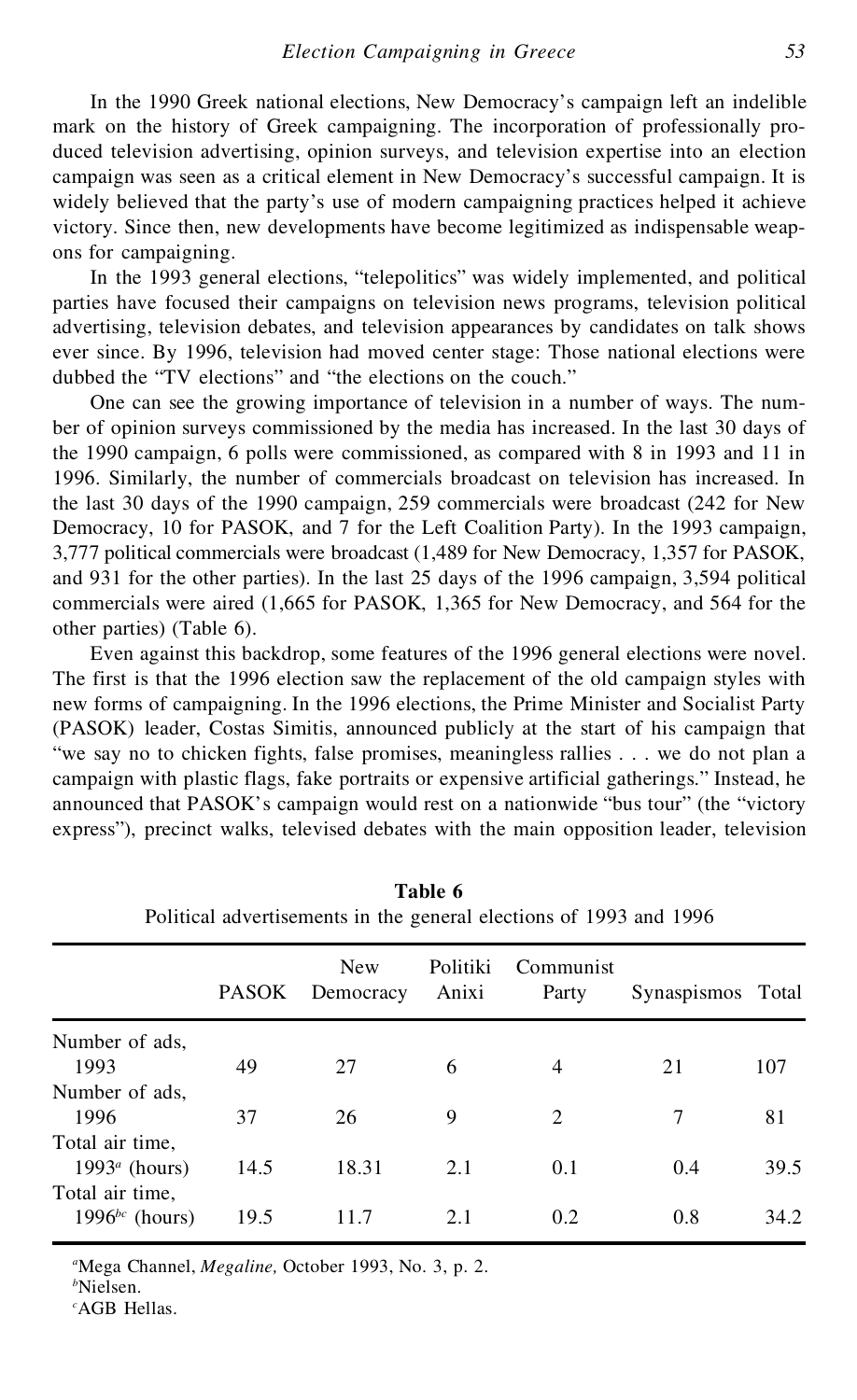In the 1990 Greek national elections, New Democracy's campaign left an indelible mark on the history of Greek campaigning. The incorporation of professionally produced television advertising, opinion surveys, and television expertise into an election campaign was seen as a critical element in New Democracy's successful campaign. It is widely believed that the party's use of modern campaigning practices helped it achieve victory. Since then, new developments have become legitimized as indispensable weapons for campaigning.

In the 1993 general elections, "telepolitics" was widely implemented, and political parties have focused their campaigns on television news programs, television political advertising, television debates, and television appearances by candidates on talk shows ever since. By 1996, television had moved center stage: Those national elections were dubbed the "TV elections" and "the elections on the couch."

One can see the growing importance of television in a number of ways. The number of opinion surveys commissioned by the media has increased. In the last 30 days of the 1990 campaign, 6 polls were commissioned, as compared with 8 in 1993 and 11 in 1996. Similarly, the number of commercials broadcast on television has increased. In the last 30 days of the 1990 campaign, 259 commercials were broadcast (242 for New Democracy, 10 for PASOK, and 7 for the Left Coalition Party). In the 1993 campaign, 3,777 political commercials were broadcast (1,489 for New Democracy, 1,357 for PASOK, and 931 for the other parties). In the last 25 days of the 1996 campaign, 3,594 political commercials were aired (1,665 for PASOK, 1,365 for New Democracy, and 564 for the other parties) (Table 6).

Even against this backdrop, some features of the 1996 general elections were novel. The first is that the 1996 election saw the replacement of the old campaign styles with new forms of campaigning. In the 1996 elections, the Prime Minister and Socialist Party (PASOK) leader, Costas Simitis, announced publicly at the start of his campaign that "we say no to chicken fights, false promises, meaningless rallies . . . we do not plan a campaign with plastic flags, fake portraits or expensive artificial gatherings." Instead, he announced that PASOK's campaign would rest on a nationwide "bus tour" (the "victory express"), precinct walks, televised debates with the main opposition leader, television

**Table 6**
Political advertisements in the general elections of 1993 and 1996

| | PASOK | New Democracy | Politiki Anixi | Communist Party | Synaspismos | Total |
|---|---|---|---|---|---|---|
| Number of ads, 1993 | 49 | 27 | 6 | 4 | 21 | 107 |
| Number of ads, 1996 | 37 | 26 | 9 | 2 | 7 | 81 |
| Total air time, 1993[a] (hours) | 14.5 | 18.31 | 2.1 | 0.1 | 0.4 | 39.5 |
| Total air time, 1996[bc] (hours) | 19.5 | 11.7 | 2.1 | 0.2 | 0.8 | 34.2 |

[a]Mega Channel, *Megaline,* October 1993, No. 3, p. 2.
[b]Nielsen.
[c]AGB Hellas.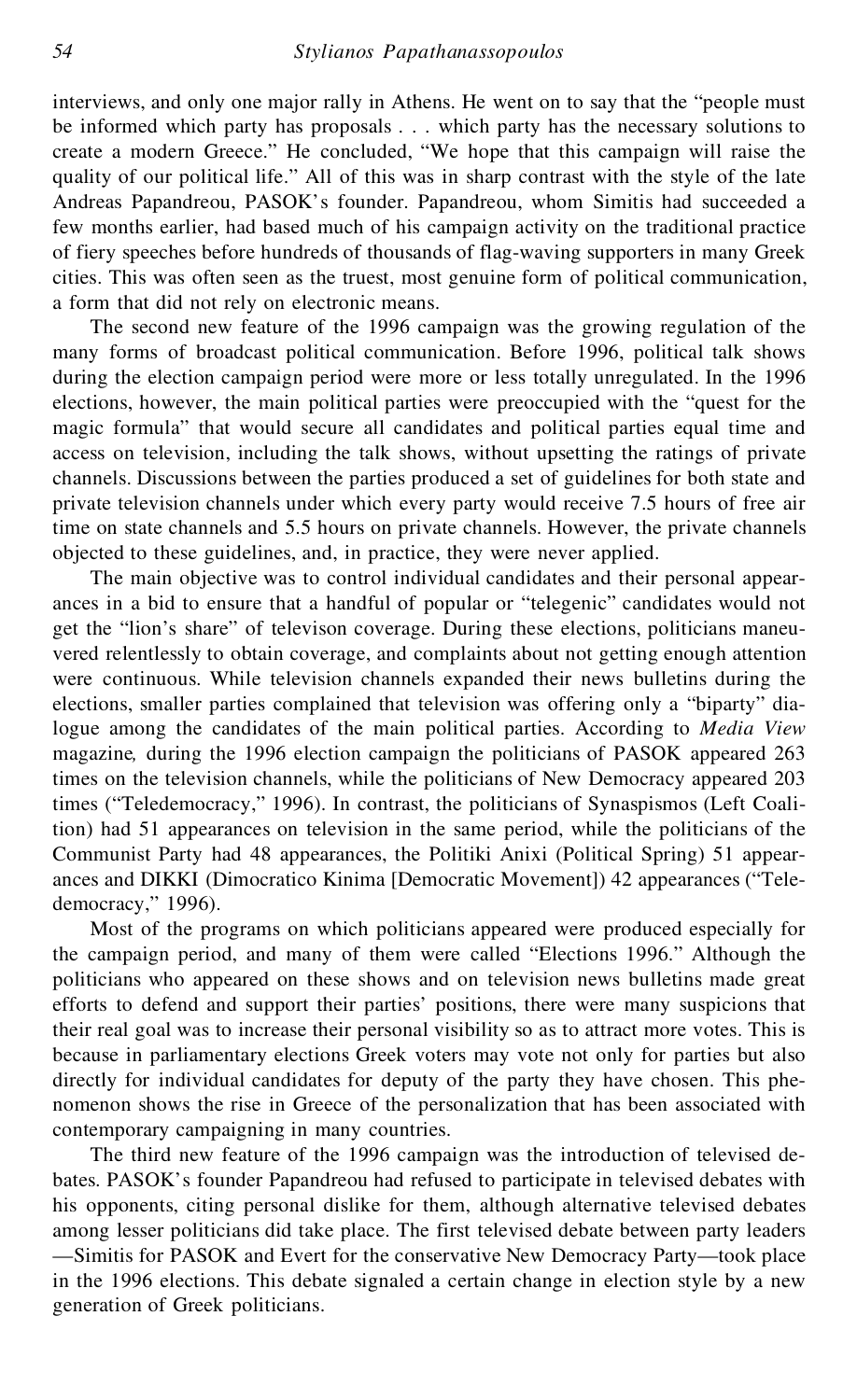interviews, and only one major rally in Athens. He went on to say that the "people must be informed which party has proposals . . . which party has the necessary solutions to create a modern Greece." He concluded, "We hope that this campaign will raise the quality of our political life." All of this was in sharp contrast with the style of the late Andreas Papandreou, PASOK's founder. Papandreou, whom Simitis had succeeded a few months earlier, had based much of his campaign activity on the traditional practice of fiery speeches before hundreds of thousands of flag-waving supporters in many Greek cities. This was often seen as the truest, most genuine form of political communication, a form that did not rely on electronic means.

The second new feature of the 1996 campaign was the growing regulation of the many forms of broadcast political communication. Before 1996, political talk shows during the election campaign period were more or less totally unregulated. In the 1996 elections, however, the main political parties were preoccupied with the "quest for the magic formula" that would secure all candidates and political parties equal time and access on television, including the talk shows, without upsetting the ratings of private channels. Discussions between the parties produced a set of guidelines for both state and private television channels under which every party would receive 7.5 hours of free air time on state channels and 5.5 hours on private channels. However, the private channels objected to these guidelines, and, in practice, they were never applied.

The main objective was to control individual candidates and their personal appearances in a bid to ensure that a handful of popular or "telegenic" candidates would not get the "lion's share" of televison coverage. During these elections, politicians maneuvered relentlessly to obtain coverage, and complaints about not getting enough attention were continuous. While television channels expanded their news bulletins during the elections, smaller parties complained that television was offering only a "biparty" dialogue among the candidates of the main political parties. According to *Media View* magazine*,* during the 1996 election campaign the politicians of PASOK appeared 263 times on the television channels, while the politicians of New Democracy appeared 203 times ("Teledemocracy," 1996). In contrast, the politicians of Synaspismos (Left Coalition) had 51 appearances on television in the same period, while the politicians of the Communist Party had 48 appearances, the Politiki Anixi (Political Spring) 51 appearances and DIKKI (Dimocratico Kinima [Democratic Movement]) 42 appearances ("Teledemocracy," 1996).

Most of the programs on which politicians appeared were produced especially for the campaign period, and many of them were called "Elections 1996." Although the politicians who appeared on these shows and on television news bulletins made great efforts to defend and support their parties' positions, there were many suspicions that their real goal was to increase their personal visibility so as to attract more votes. This is because in parliamentary elections Greek voters may vote not only for parties but also directly for individual candidates for deputy of the party they have chosen. This phenomenon shows the rise in Greece of the personalization that has been associated with contemporary campaigning in many countries.

The third new feature of the 1996 campaign was the introduction of televised debates. PASOK's founder Papandreou had refused to participate in televised debates with his opponents, citing personal dislike for them, although alternative televised debates among lesser politicians did take place. The first televised debate between party leaders —Simitis for PASOK and Evert for the conservative New Democracy Party—took place in the 1996 elections. This debate signaled a certain change in election style by a new generation of Greek politicians.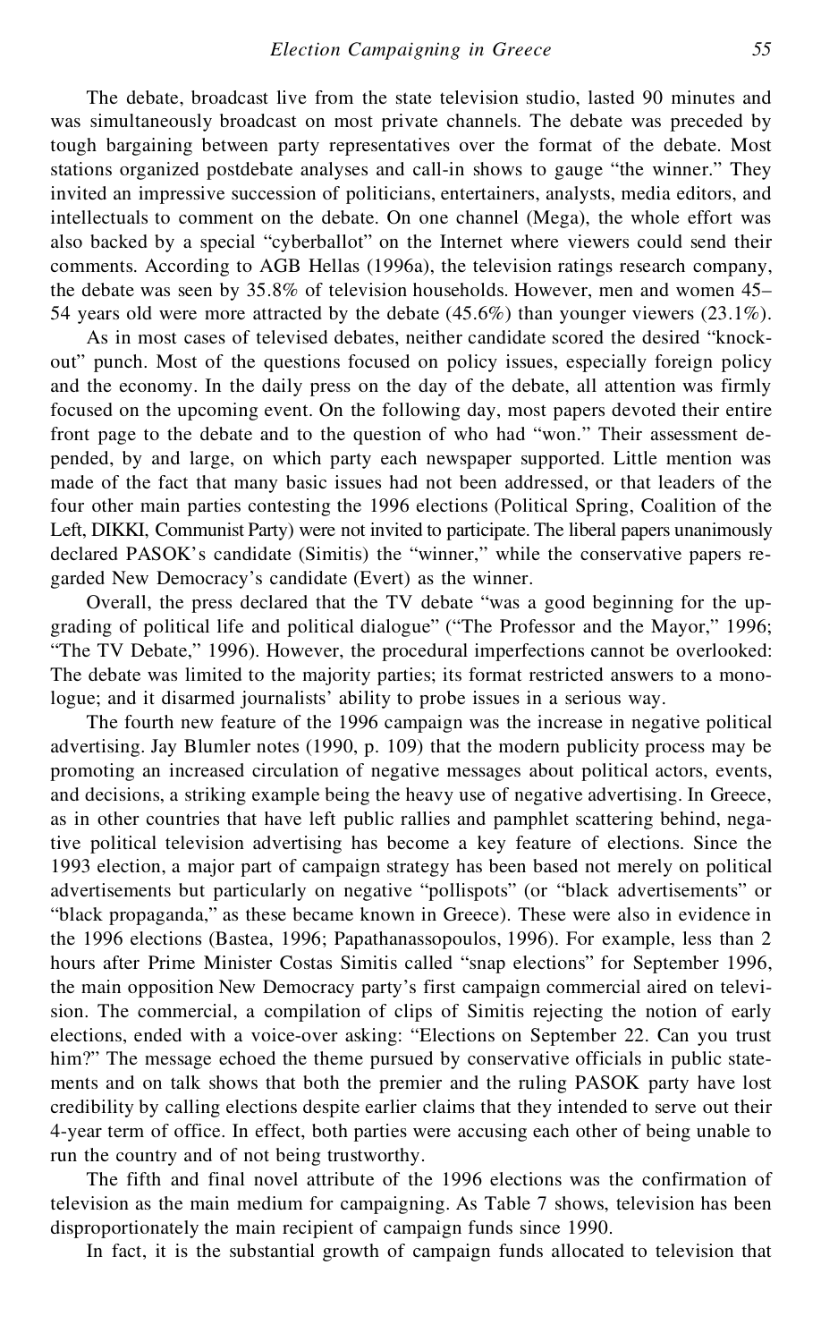The debate, broadcast live from the state television studio, lasted 90 minutes and was simultaneously broadcast on most private channels. The debate was preceded by tough bargaining between party representatives over the format of the debate. Most stations organized postdebate analyses and call-in shows to gauge "the winner." They invited an impressive succession of politicians, entertainers, analysts, media editors, and intellectuals to comment on the debate. On one channel (Mega), the whole effort was also backed by a special "cyberballot" on the Internet where viewers could send their comments. According to AGB Hellas (1996a), the television ratings research company, the debate was seen by 35.8% of television households. However, men and women 45–54 years old were more attracted by the debate (45.6%) than younger viewers (23.1%).

As in most cases of televised debates, neither candidate scored the desired "knock-out" punch. Most of the questions focused on policy issues, especially foreign policy and the economy. In the daily press on the day of the debate, all attention was firmly focused on the upcoming event. On the following day, most papers devoted their entire front page to the debate and to the question of who had "won." Their assessment depended, by and large, on which party each newspaper supported. Little mention was made of the fact that many basic issues had not been addressed, or that leaders of the four other main parties contesting the 1996 elections (Political Spring, Coalition of the Left, DIKKI, Communist Party) were not invited to participate. The liberal papers unanimously declared PASOK's candidate (Simitis) the "winner," while the conservative papers regarded New Democracy's candidate (Evert) as the winner.

Overall, the press declared that the TV debate "was a good beginning for the upgrading of political life and political dialogue" ("The Professor and the Mayor," 1996; "The TV Debate," 1996). However, the procedural imperfections cannot be overlooked: The debate was limited to the majority parties; its format restricted answers to a monologue; and it disarmed journalists' ability to probe issues in a serious way.

The fourth new feature of the 1996 campaign was the increase in negative political advertising. Jay Blumler notes (1990, p. 109) that the modern publicity process may be promoting an increased circulation of negative messages about political actors, events, and decisions, a striking example being the heavy use of negative advertising. In Greece, as in other countries that have left public rallies and pamphlet scattering behind, negative political television advertising has become a key feature of elections. Since the 1993 election, a major part of campaign strategy has been based not merely on political advertisements but particularly on negative "pollispots" (or "black advertisements" or "black propaganda," as these became known in Greece). These were also in evidence in the 1996 elections (Bastea, 1996; Papathanassopoulos, 1996). For example, less than 2 hours after Prime Minister Costas Simitis called "snap elections" for September 1996, the main opposition New Democracy party's first campaign commercial aired on television. The commercial, a compilation of clips of Simitis rejecting the notion of early elections, ended with a voice-over asking: "Elections on September 22. Can you trust him?" The message echoed the theme pursued by conservative officials in public statements and on talk shows that both the premier and the ruling PASOK party have lost credibility by calling elections despite earlier claims that they intended to serve out their 4-year term of office. In effect, both parties were accusing each other of being unable to run the country and of not being trustworthy.

The fifth and final novel attribute of the 1996 elections was the confirmation of television as the main medium for campaigning. As Table 7 shows, television has been disproportionately the main recipient of campaign funds since 1990.

In fact, it is the substantial growth of campaign funds allocated to television that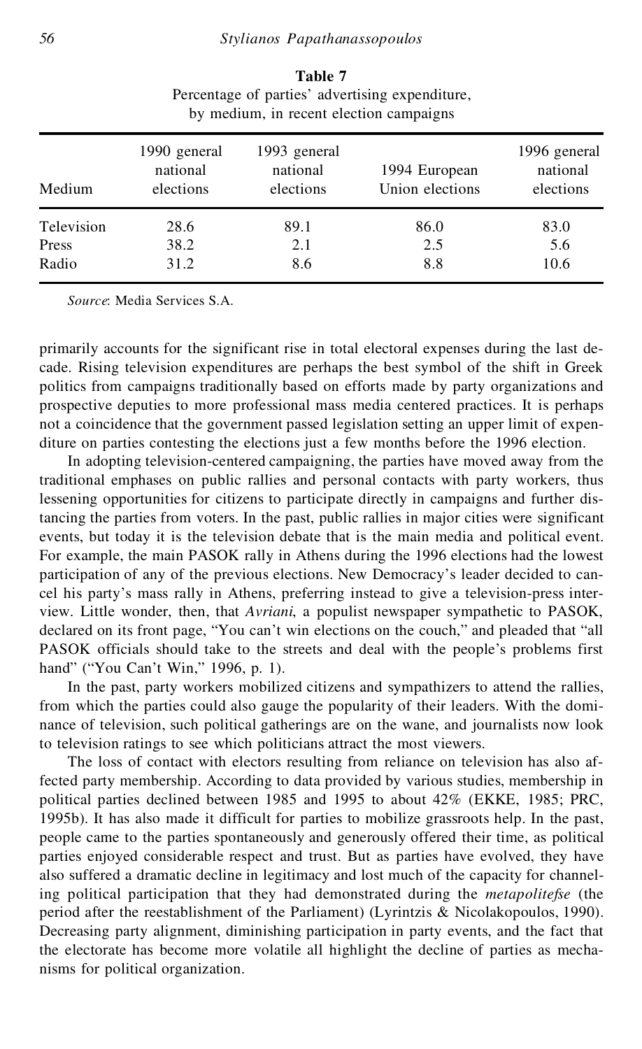**Table 7**
Percentage of parties' advertising expenditure, by medium, in recent election campaigns

| Medium | 1990 general national elections | 1993 general national elections | 1994 European Union elections | 1996 general national elections |
|---|---|---|---|---|
| Television | 28.6 | 89.1 | 86.0 | 83.0 |
| Press | 38.2 | 2.1 | 2.5 | 5.6 |
| Radio | 31.2 | 8.6 | 8.8 | 10.6 |

*Source*: Media Services S.A.

primarily accounts for the significant rise in total electoral expenses during the last decade. Rising television expenditures are perhaps the best symbol of the shift in Greek politics from campaigns traditionally based on efforts made by party organizations and prospective deputies to more professional mass media centered practices. It is perhaps not a coincidence that the government passed legislation setting an upper limit of expenditure on parties contesting the elections just a few months before the 1996 election.

In adopting television-centered campaigning, the parties have moved away from the traditional emphases on public rallies and personal contacts with party workers, thus lessening opportunities for citizens to participate directly in campaigns and further distancing the parties from voters. In the past, public rallies in major cities were significant events, but today it is the television debate that is the main media and political event. For example, the main PASOK rally in Athens during the 1996 elections had the lowest participation of any of the previous elections. New Democracy's leader decided to cancel his party's mass rally in Athens, preferring instead to give a television-press interview. Little wonder, then, that *Avriani*, a populist newspaper sympathetic to PASOK, declared on its front page, "You can't win elections on the couch," and pleaded that "all PASOK officials should take to the streets and deal with the people's problems first hand" ("You Can't Win," 1996, p. 1).

In the past, party workers mobilized citizens and sympathizers to attend the rallies, from which the parties could also gauge the popularity of their leaders. With the dominance of television, such political gatherings are on the wane, and journalists now look to television ratings to see which politicians attract the most viewers.

The loss of contact with electors resulting from reliance on television has also affected party membership. According to data provided by various studies, membership in political parties declined between 1985 and 1995 to about 42% (EKKE, 1985; PRC, 1995b). It has also made it difficult for parties to mobilize grassroots help. In the past, people came to the parties spontaneously and generously offered their time, as political parties enjoyed considerable respect and trust. But as parties have evolved, they have also suffered a dramatic decline in legitimacy and lost much of the capacity for channeling political participation that they had demonstrated during the *metapolitefse* (the period after the reestablishment of the Parliament) (Lyrintzis & Nicolakopoulos, 1990). Decreasing party alignment, diminishing participation in party events, and the fact that the electorate has become more volatile all highlight the decline of parties as mechanisms for political organization.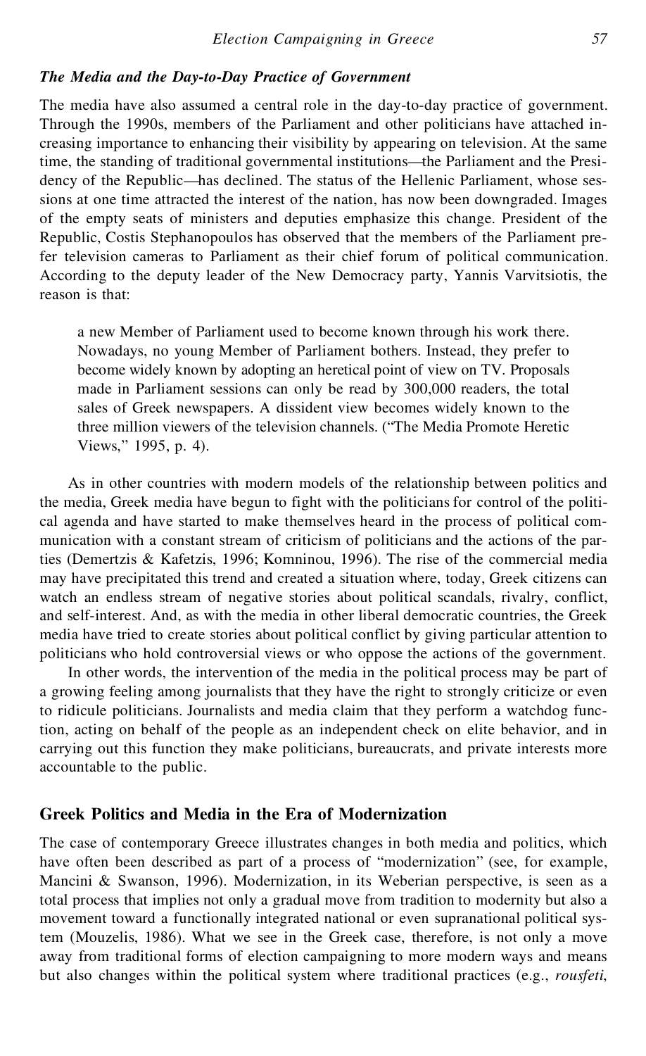### *The Media and the Day-to-Day Practice of Government*

The media have also assumed a central role in the day-to-day practice of government. Through the 1990s, members of the Parliament and other politicians have attached increasing importance to enhancing their visibility by appearing on television. At the same time, the standing of traditional governmental institutions—the Parliament and the Presidency of the Republic—has declined. The status of the Hellenic Parliament, whose sessions at one time attracted the interest of the nation, has now been downgraded. Images of the empty seats of ministers and deputies emphasize this change. President of the Republic, Costis Stephanopoulos has observed that the members of the Parliament prefer television cameras to Parliament as their chief forum of political communication. According to the deputy leader of the New Democracy party, Yannis Varvitsiotis, the reason is that:

> a new Member of Parliament used to become known through his work there. Nowadays, no young Member of Parliament bothers. Instead, they prefer to become widely known by adopting an heretical point of view on TV. Proposals made in Parliament sessions can only be read by 300,000 readers, the total sales of Greek newspapers. A dissident view becomes widely known to the three million viewers of the television channels. ("The Media Promote Heretic Views," 1995, p. 4).

As in other countries with modern models of the relationship between politics and the media, Greek media have begun to fight with the politicians for control of the political agenda and have started to make themselves heard in the process of political communication with a constant stream of criticism of politicians and the actions of the parties (Demertzis & Kafetzis, 1996; Komninou, 1996). The rise of the commercial media may have precipitated this trend and created a situation where, today, Greek citizens can watch an endless stream of negative stories about political scandals, rivalry, conflict, and self-interest. And, as with the media in other liberal democratic countries, the Greek media have tried to create stories about political conflict by giving particular attention to politicians who hold controversial views or who oppose the actions of the government.

In other words, the intervention of the media in the political process may be part of a growing feeling among journalists that they have the right to strongly criticize or even to ridicule politicians. Journalists and media claim that they perform a watchdog function, acting on behalf of the people as an independent check on elite behavior, and in carrying out this function they make politicians, bureaucrats, and private interests more accountable to the public.

## Greek Politics and Media in the Era of Modernization

The case of contemporary Greece illustrates changes in both media and politics, which have often been described as part of a process of "modernization" (see, for example, Mancini & Swanson, 1996). Modernization, in its Weberian perspective, is seen as a total process that implies not only a gradual move from tradition to modernity but also a movement toward a functionally integrated national or even supranational political system (Mouzelis, 1986). What we see in the Greek case, therefore, is not only a move away from traditional forms of election campaigning to more modern ways and means but also changes within the political system where traditional practices (e.g., *rousfeti*,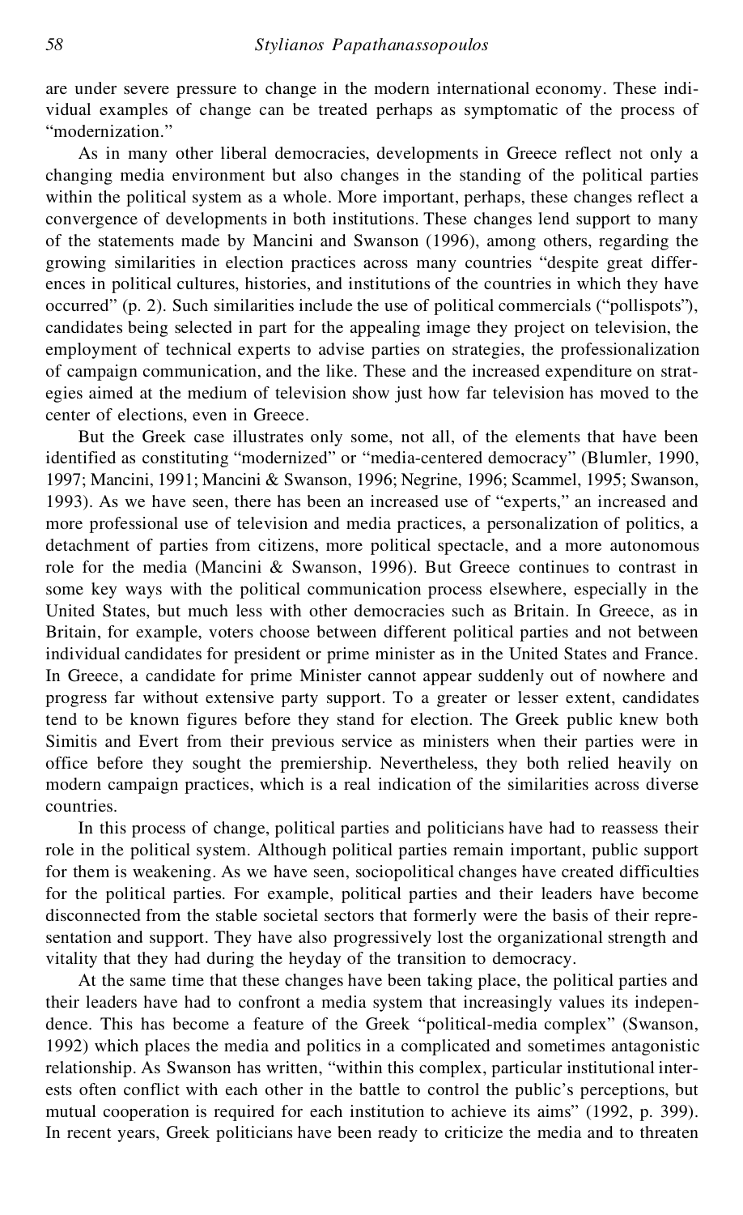are under severe pressure to change in the modern international economy. These individual examples of change can be treated perhaps as symptomatic of the process of "modernization."

As in many other liberal democracies, developments in Greece reflect not only a changing media environment but also changes in the standing of the political parties within the political system as a whole. More important, perhaps, these changes reflect a convergence of developments in both institutions. These changes lend support to many of the statements made by Mancini and Swanson (1996), among others, regarding the growing similarities in election practices across many countries "despite great differences in political cultures, histories, and institutions of the countries in which they have occurred" (p. 2). Such similarities include the use of political commercials ("pollispots"), candidates being selected in part for the appealing image they project on television, the employment of technical experts to advise parties on strategies, the professionalization of campaign communication, and the like. These and the increased expenditure on strategies aimed at the medium of television show just how far television has moved to the center of elections, even in Greece.

But the Greek case illustrates only some, not all, of the elements that have been identified as constituting "modernized" or "media-centered democracy" (Blumler, 1990, 1997; Mancini, 1991; Mancini & Swanson, 1996; Negrine, 1996; Scammel, 1995; Swanson, 1993). As we have seen, there has been an increased use of "experts," an increased and more professional use of television and media practices, a personalization of politics, a detachment of parties from citizens, more political spectacle, and a more autonomous role for the media (Mancini & Swanson, 1996). But Greece continues to contrast in some key ways with the political communication process elsewhere, especially in the United States, but much less with other democracies such as Britain. In Greece, as in Britain, for example, voters choose between different political parties and not between individual candidates for president or prime minister as in the United States and France. In Greece, a candidate for prime Minister cannot appear suddenly out of nowhere and progress far without extensive party support. To a greater or lesser extent, candidates tend to be known figures before they stand for election. The Greek public knew both Simitis and Evert from their previous service as ministers when their parties were in office before they sought the premiership. Nevertheless, they both relied heavily on modern campaign practices, which is a real indication of the similarities across diverse countries.

In this process of change, political parties and politicians have had to reassess their role in the political system. Although political parties remain important, public support for them is weakening. As we have seen, sociopolitical changes have created difficulties for the political parties. For example, political parties and their leaders have become disconnected from the stable societal sectors that formerly were the basis of their representation and support. They have also progressively lost the organizational strength and vitality that they had during the heyday of the transition to democracy.

At the same time that these changes have been taking place, the political parties and their leaders have had to confront a media system that increasingly values its independence. This has become a feature of the Greek "political-media complex" (Swanson, 1992) which places the media and politics in a complicated and sometimes antagonistic relationship. As Swanson has written, "within this complex, particular institutional interests often conflict with each other in the battle to control the public's perceptions, but mutual cooperation is required for each institution to achieve its aims" (1992, p. 399). In recent years, Greek politicians have been ready to criticize the media and to threaten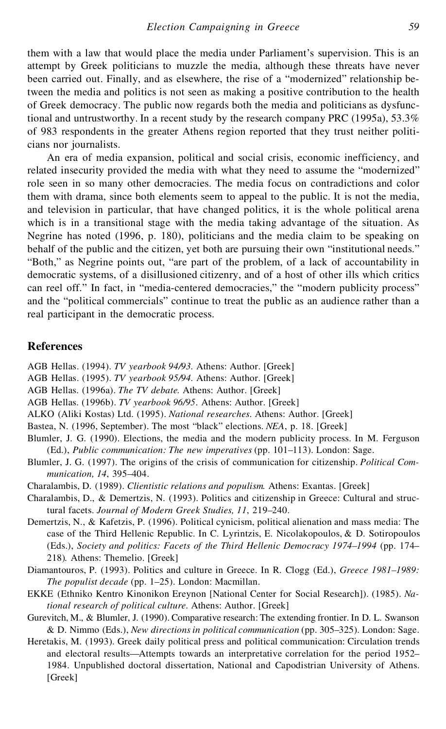them with a law that would place the media under Parliament's supervision. This is an attempt by Greek politicians to muzzle the media, although these threats have never been carried out. Finally, and as elsewhere, the rise of a "modernized" relationship between the media and politics is not seen as making a positive contribution to the health of Greek democracy. The public now regards both the media and politicians as dysfunctional and untrustworthy. In a recent study by the research company PRC (1995a), 53.3% of 983 respondents in the greater Athens region reported that they trust neither politicians nor journalists.

An era of media expansion, political and social crisis, economic inefficiency, and related insecurity provided the media with what they need to assume the "modernized" role seen in so many other democracies. The media focus on contradictions and color them with drama, since both elements seem to appeal to the public. It is not the media, and television in particular, that have changed politics, it is the whole political arena which is in a transitional stage with the media taking advantage of the situation. As Negrine has noted (1996, p. 180), politicians and the media claim to be speaking on behalf of the public and the citizen, yet both are pursuing their own "institutional needs." "Both," as Negrine points out, "are part of the problem, of a lack of accountability in democratic systems, of a disillusioned citizenry, and of a host of other ills which critics can reel off." In fact, in "media-centered democracies," the "modern publicity process" and the "political commercials" continue to treat the public as an audience rather than a real participant in the democratic process.

## References

AGB Hellas. (1994). *TV yearbook 94/93.* Athens: Author. [Greek]

AGB Hellas. (1995). *TV yearbook 95/94.* Athens: Author. [Greek]

AGB Hellas. (1996a). *The TV debate.* Athens: Author. [Greek]

AGB Hellas. (1996b). *TV yearbook 96/95*. Athens: Author. [Greek]

ALKO (Aliki Kostas) Ltd. (1995). *National researches.* Athens: Author. [Greek]

Bastea, N. (1996, September). The most "black" elections. *NEA*, p. 18. [Greek]

Blumler, J. G. (1990). Elections, the media and the modern publicity process. In M. Ferguson (Ed.), *Public communication: The new imperatives* (pp. 101–113). London: Sage.

Blumler, J. G. (1997). The origins of the crisis of communication for citizenship. *Political Communication, 14*, 395–404.

Charalambis, D. (1989). *Clientistic relations and populism.* Athens: Exantas. [Greek]

Charalambis, D., & Demertzis, N. (1993). Politics and citizenship in Greece: Cultural and structural facets. *Journal of Modern Greek Studies, 11*, 219–240.

Demertzis, N., & Kafetzis, P. (1996). Political cynicism, political alienation and mass media: The case of the Third Hellenic Republic. In C. Lyrintzis, E. Nicolakopoulos, & D. Sotiropoulos (Eds.), *Society and politics: Facets of the Third Hellenic Democracy 1974–1994* (pp. 174–218)*.* Athens: Themelio. [Greek]

Diamantouros, P. (1993). Politics and culture in Greece. In R. Clogg (Ed.), *Greece 1981–1989: The populist decade* (pp. 1–25). London: Macmillan.

EKKE (Ethniko Kentro Kinonikon Ereynon [National Center for Social Research]). (1985). *National research of political culture*. Athens: Author. [Greek]

Gurevitch, M., & Blumler, J. (1990). Comparative research: The extending frontier. In D. L. Swanson & D. Nimmo (Eds.), *New directions in political communication* (pp. 305–325). London: Sage.

Heretakis, M. (1993). Greek daily political press and political communication: Circulation trends and electoral results—Attempts towards an interpretative correlation for the period 1952–1984. Unpublished doctoral dissertation, National and Capodistrian University of Athens. [Greek]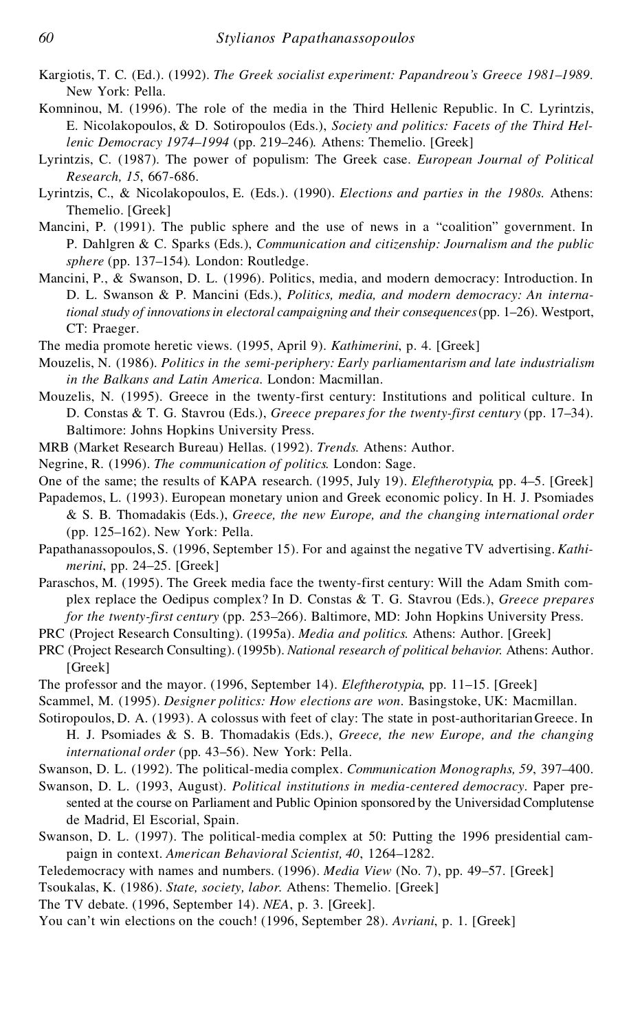Kargiotis, T. C. (Ed.). (1992). *The Greek socialist experiment: Papandreou's Greece 1981–1989*. New York: Pella.

Komninou, M. (1996). The role of the media in the Third Hellenic Republic. In C. Lyrintzis, E. Nicolakopoulos, & D. Sotiropoulos (Eds.), *Society and politics: Facets of the Third Hellenic Democracy 1974–1994* (pp. 219–246). Athens: Themelio. [Greek]

Lyrintzis, C. (1987). The power of populism: The Greek case. *European Journal of Political Research, 15*, 667-686.

Lyrintzis, C., & Nicolakopoulos, E. (Eds.). (1990). *Elections and parties in the 1980s*. Athens: Themelio. [Greek]

Mancini, P. (1991). The public sphere and the use of news in a "coalition" government. In P. Dahlgren & C. Sparks (Eds.), *Communication and citizenship: Journalism and the public sphere* (pp. 137–154). London: Routledge.

Mancini, P., & Swanson, D. L. (1996). Politics, media, and modern democracy: Introduction. In D. L. Swanson & P. Mancini (Eds.), *Politics, media, and modern democracy: An international study of innovations in electoral campaigning and their consequences* (pp. 1–26). Westport, CT: Praeger.

The media promote heretic views. (1995, April 9). *Kathimerini*, p. 4. [Greek]

Mouzelis, N. (1986). *Politics in the semi-periphery: Early parliamentarism and late industrialism in the Balkans and Latin America*. London: Macmillan.

Mouzelis, N. (1995). Greece in the twenty-first century: Institutions and political culture. In D. Constas & T. G. Stavrou (Eds.), *Greece prepares for the twenty-first century* (pp. 17–34). Baltimore: Johns Hopkins University Press.

MRB (Market Research Bureau) Hellas. (1992). *Trends*. Athens: Author.

Negrine, R. (1996). *The communication of politics*. London: Sage.

One of the same; the results of KAPA research. (1995, July 19). *Eleftherotypia*, pp. 4–5. [Greek]

Papademos, L. (1993). European monetary union and Greek economic policy. In H. J. Psomiades & S. B. Thomadakis (Eds.), *Greece, the new Europe, and the changing international order* (pp. 125–162). New York: Pella.

Papathanassopoulos, S. (1996, September 15). For and against the negative TV advertising. *Kathimerini*, pp. 24–25. [Greek]

Paraschos, M. (1995). The Greek media face the twenty-first century: Will the Adam Smith complex replace the Oedipus complex? In D. Constas & T. G. Stavrou (Eds.), *Greece prepares for the twenty-first century* (pp. 253–266). Baltimore, MD: John Hopkins University Press.

PRC (Project Research Consulting). (1995a). *Media and politics*. Athens: Author. [Greek]

PRC (Project Research Consulting). (1995b). *National research of political behavior*. Athens: Author. [Greek]

The professor and the mayor. (1996, September 14). *Eleftherotypia*, pp. 11–15. [Greek]

Scammel, M. (1995). *Designer politics: How elections are won*. Basingstoke, UK: Macmillan.

Sotiropoulos, D. A. (1993). A colossus with feet of clay: The state in post-authoritarian Greece. In H. J. Psomiades & S. B. Thomadakis (Eds.), *Greece, the new Europe, and the changing international order* (pp. 43–56). New York: Pella.

Swanson, D. L. (1992). The political-media complex. *Communication Monographs, 59*, 397–400.

Swanson, D. L. (1993, August). *Political institutions in media-centered democracy*. Paper presented at the course on Parliament and Public Opinion sponsored by the Universidad Complutense de Madrid, El Escorial, Spain.

Swanson, D. L. (1997). The political-media complex at 50: Putting the 1996 presidential campaign in context. *American Behavioral Scientist, 40*, 1264–1282.

Teledemocracy with names and numbers. (1996). *Media View* (No. 7), pp. 49–57. [Greek]

Tsoukalas, K. (1986). *State, society, labor*. Athens: Themelio. [Greek]

The TV debate. (1996, September 14). *NEA*, p. 3. [Greek].

You can't win elections on the couch! (1996, September 28). *Avriani*, p. 1. [Greek]